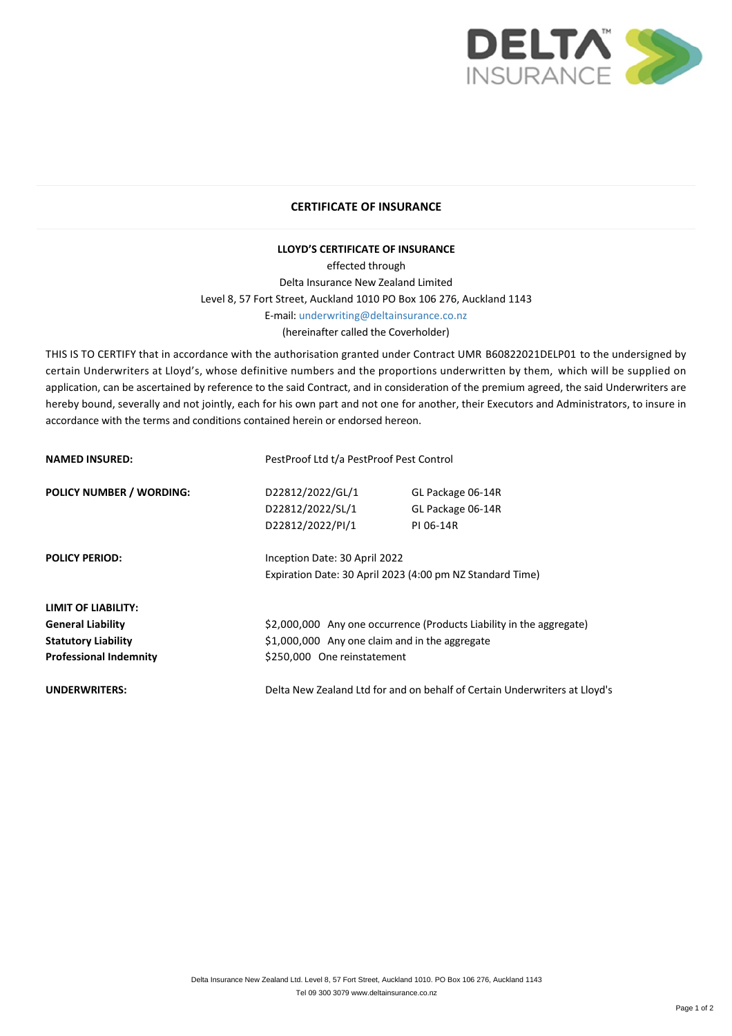## CERTIFICATE OF INSURANCE

**LLOYD'S CERTIFICATE OF INSURANCE**

effected through
Delta Insurance New Zealand Limited
Level 8, 57 Fort Street, Auckland 1010 PO Box 106 276, Auckland 1143
E-mail: underwriting@deltainsurance.co.nz
(hereinafter called the Coverholder)

THIS IS TO CERTIFY that in accordance with the authorisation granted under Contract UMR B60822021DELP01 to the undersigned by certain Underwriters at Lloyd's, whose definitive numbers and the proportions underwritten by them, which will be supplied on application, can be ascertained by reference to the said Contract, and in consideration of the premium agreed, the said Underwriters are hereby bound, severally and not jointly, each for his own part and not one for another, their Executors and Administrators, to insure in accordance with the terms and conditions contained herein or endorsed hereon.

| | | |
|---|---|---|
| **NAMED INSURED:** | PestProof Ltd t/a PestProof Pest Control | |
| **POLICY NUMBER / WORDING:** | D22812/2022/GL/1 | GL Package 06-14R |
| | D22812/2022/SL/1 | GL Package 06-14R |
| | D22812/2022/PI/1 | PI 06-14R |
| **POLICY PERIOD:** | Inception Date: 30 April 2022 | |
| | Expiration Date: 30 April 2023 (4:00 pm NZ Standard Time) | |
| **LIMIT OF LIABILITY:** | | |
| **General Liability** | $2,000,000 Any one occurrence (Products Liability in the aggregate) | |
| **Statutory Liability** | $1,000,000 Any one claim and in the aggregate | |
| **Professional Indemnity** | $250,000 One reinstatement | |
| **UNDERWRITERS:** | Delta New Zealand Ltd for and on behalf of Certain Underwriters at Lloyd's | |

Delta Insurance New Zealand Ltd. Level 8, 57 Fort Street, Auckland 1010. PO Box 106 276, Auckland 1143
Tel 09 300 3079 www.deltainsurance.co.nz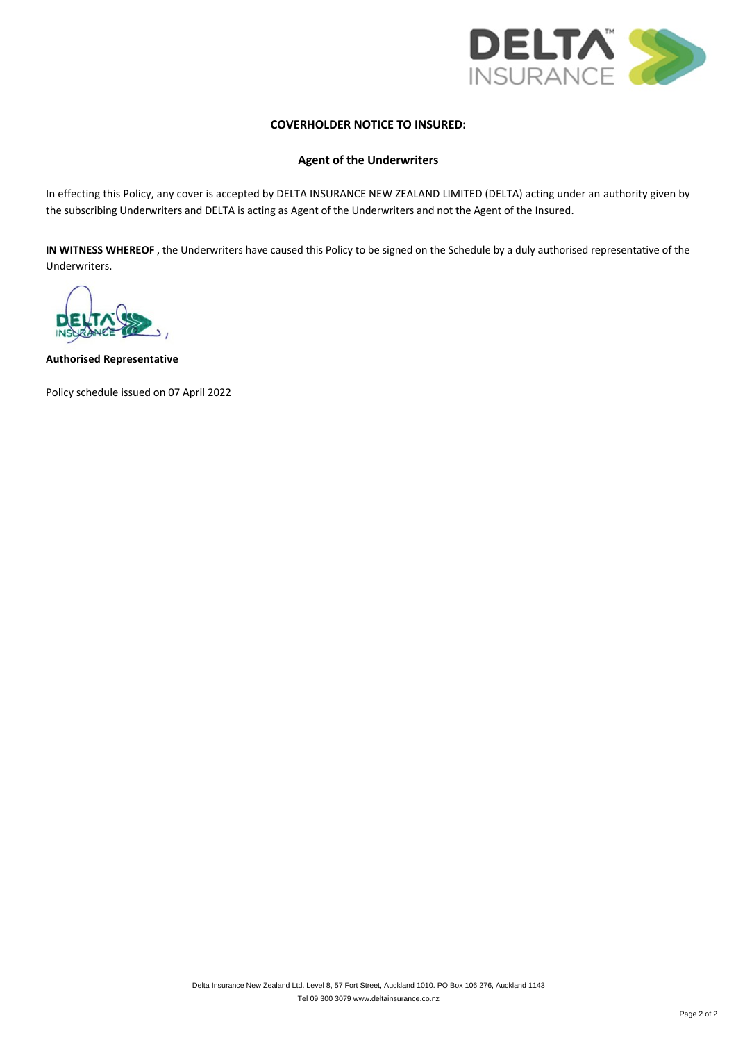**COVERHOLDER NOTICE TO INSURED:**

**Agent of the Underwriters**

In effecting this Policy, any cover is accepted by DELTA INSURANCE NEW ZEALAND LIMITED (DELTA) acting under an authority given by the subscribing Underwriters and DELTA is acting as Agent of the Underwriters and not the Agent of the Insured.

**IN WITNESS WHEREOF** , the Underwriters have caused this Policy to be signed on the Schedule by a duly authorised representative of the Underwriters.

**Authorised Representative**

Policy schedule issued on 07 April 2022

Delta Insurance New Zealand Ltd. Level 8, 57 Fort Street, Auckland 1010. PO Box 106 276, Auckland 1143
Tel 09 300 3079 www.deltainsurance.co.nz